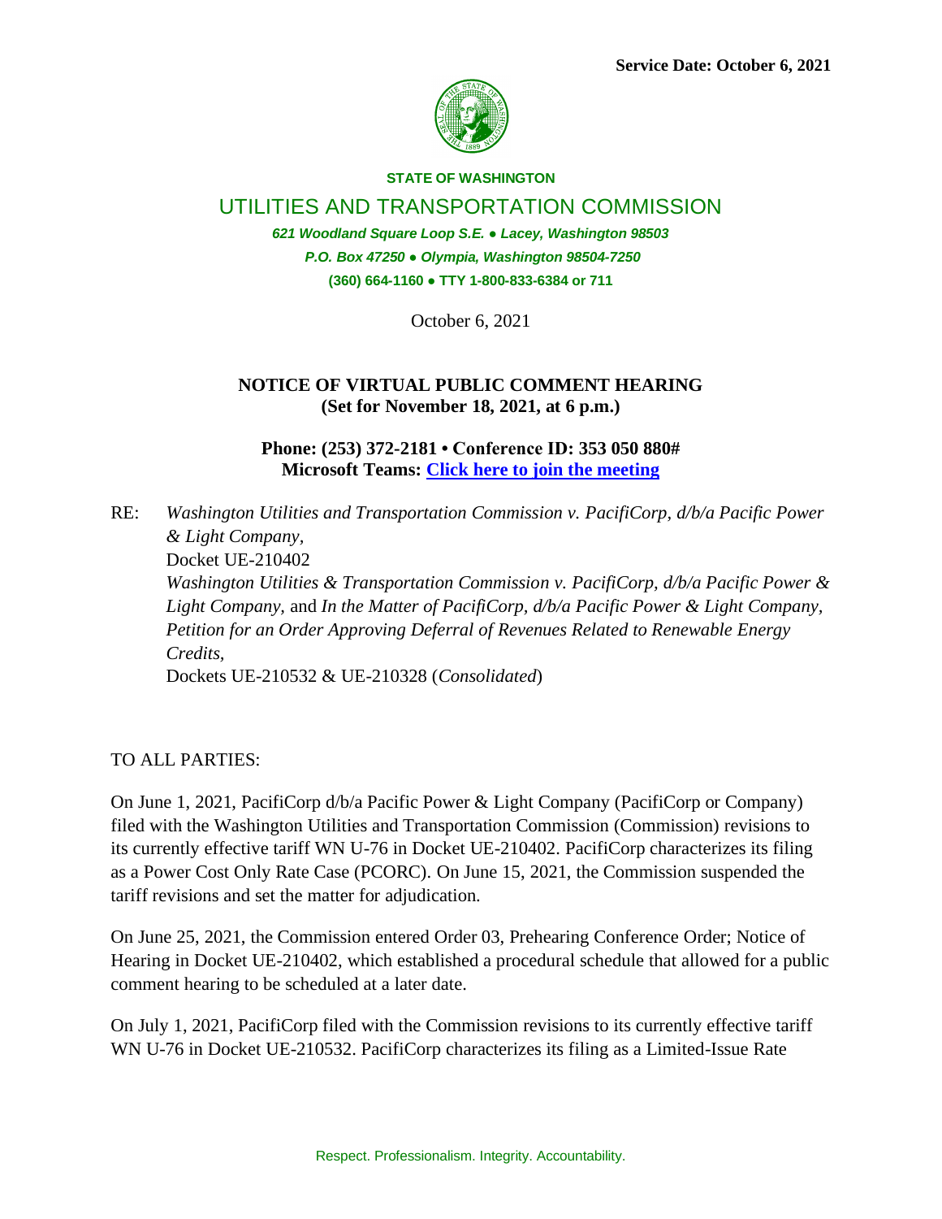**Service Date: October 6, 2021**

**STATE OF WASHINGTON**

UTILITIES AND TRANSPORTATION COMMISSION

*621 Woodland Square Loop S.E. ● Lacey, Washington 98503*

*P.O. Box 47250 ● Olympia, Washington 98504-7250*

**(360) 664-1160 ● TTY 1-800-833-6384 or 711**

October 6, 2021

**NOTICE OF VIRTUAL PUBLIC COMMENT HEARING**
**(Set for November 18, 2021, at 6 p.m.)**

**Phone: (253) 372-2181 • Conference ID: 353 050 880#**
**Microsoft Teams: Click here to join the meeting**

RE: *Washington Utilities and Transportation Commission v. PacifiCorp, d/b/a Pacific Power & Light Company,*
Docket UE-210402
*Washington Utilities & Transportation Commission v. PacifiCorp, d/b/a Pacific Power & Light Company,* and *In the Matter of PacifiCorp, d/b/a Pacific Power & Light Company, Petition for an Order Approving Deferral of Revenues Related to Renewable Energy Credits,*
Dockets UE-210532 & UE-210328 (*Consolidated*)

TO ALL PARTIES:

On June 1, 2021, PacifiCorp d/b/a Pacific Power & Light Company (PacifiCorp or Company) filed with the Washington Utilities and Transportation Commission (Commission) revisions to its currently effective tariff WN U-76 in Docket UE-210402. PacifiCorp characterizes its filing as a Power Cost Only Rate Case (PCORC). On June 15, 2021, the Commission suspended the tariff revisions and set the matter for adjudication.

On June 25, 2021, the Commission entered Order 03, Prehearing Conference Order; Notice of Hearing in Docket UE-210402, which established a procedural schedule that allowed for a public comment hearing to be scheduled at a later date.

On July 1, 2021, PacifiCorp filed with the Commission revisions to its currently effective tariff WN U-76 in Docket UE-210532. PacifiCorp characterizes its filing as a Limited-Issue Rate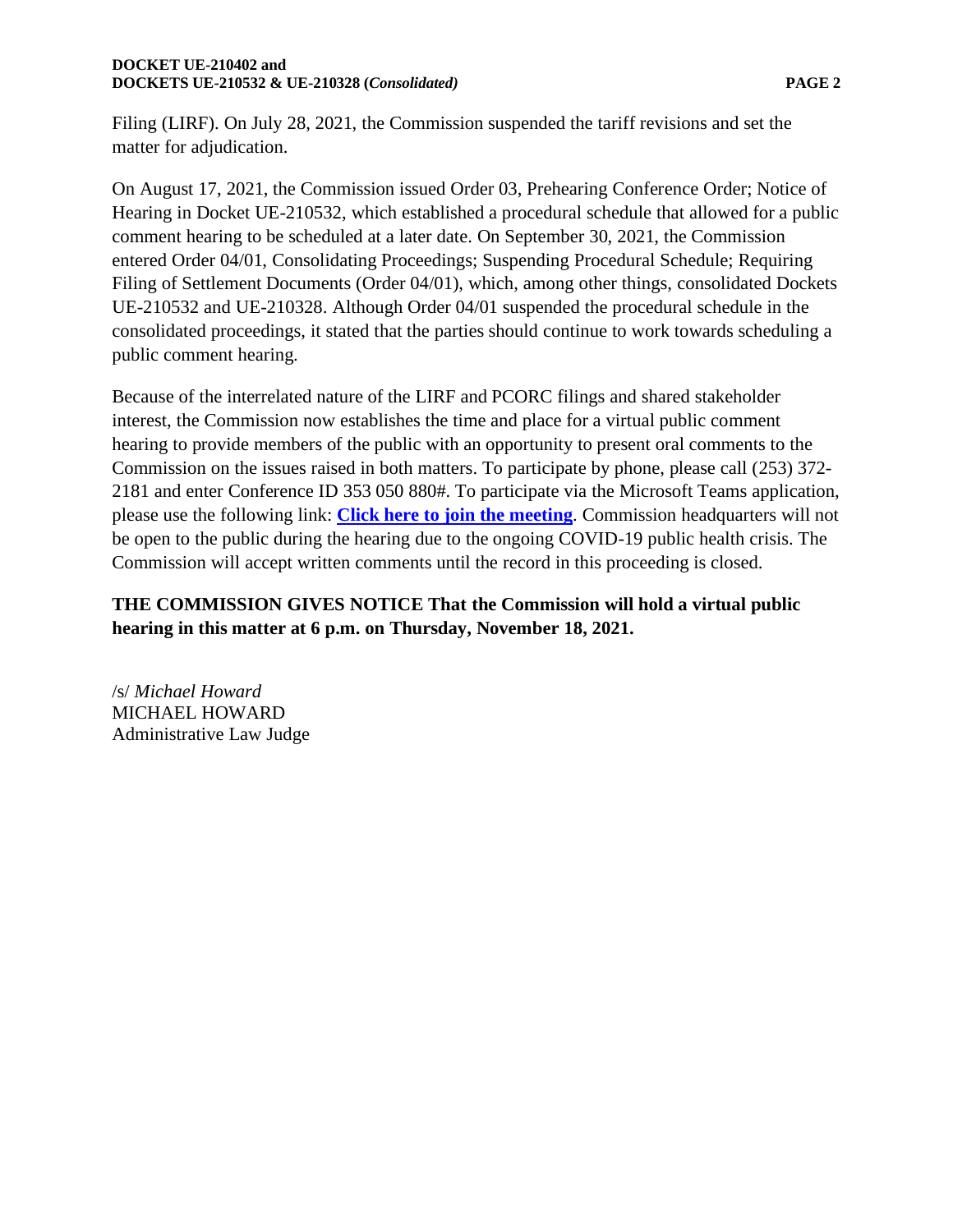Filing (LIRF). On July 28, 2021, the Commission suspended the tariff revisions and set the matter for adjudication.

On August 17, 2021, the Commission issued Order 03, Prehearing Conference Order; Notice of Hearing in Docket UE-210532, which established a procedural schedule that allowed for a public comment hearing to be scheduled at a later date. On September 30, 2021, the Commission entered Order 04/01, Consolidating Proceedings; Suspending Procedural Schedule; Requiring Filing of Settlement Documents (Order 04/01), which, among other things, consolidated Dockets UE-210532 and UE-210328. Although Order 04/01 suspended the procedural schedule in the consolidated proceedings, it stated that the parties should continue to work towards scheduling a public comment hearing.

Because of the interrelated nature of the LIRF and PCORC filings and shared stakeholder interest, the Commission now establishes the time and place for a virtual public comment hearing to provide members of the public with an opportunity to present oral comments to the Commission on the issues raised in both matters. To participate by phone, please call (253) 372-2181 and enter Conference ID 353 050 880#. To participate via the Microsoft Teams application, please use the following link: **Click here to join the meeting**. Commission headquarters will not be open to the public during the hearing due to the ongoing COVID-19 public health crisis. The Commission will accept written comments until the record in this proceeding is closed.

**THE COMMISSION GIVES NOTICE That the Commission will hold a virtual public hearing in this matter at 6 p.m. on Thursday, November 18, 2021.**

/s/ *Michael Howard*
MICHAEL HOWARD
Administrative Law Judge